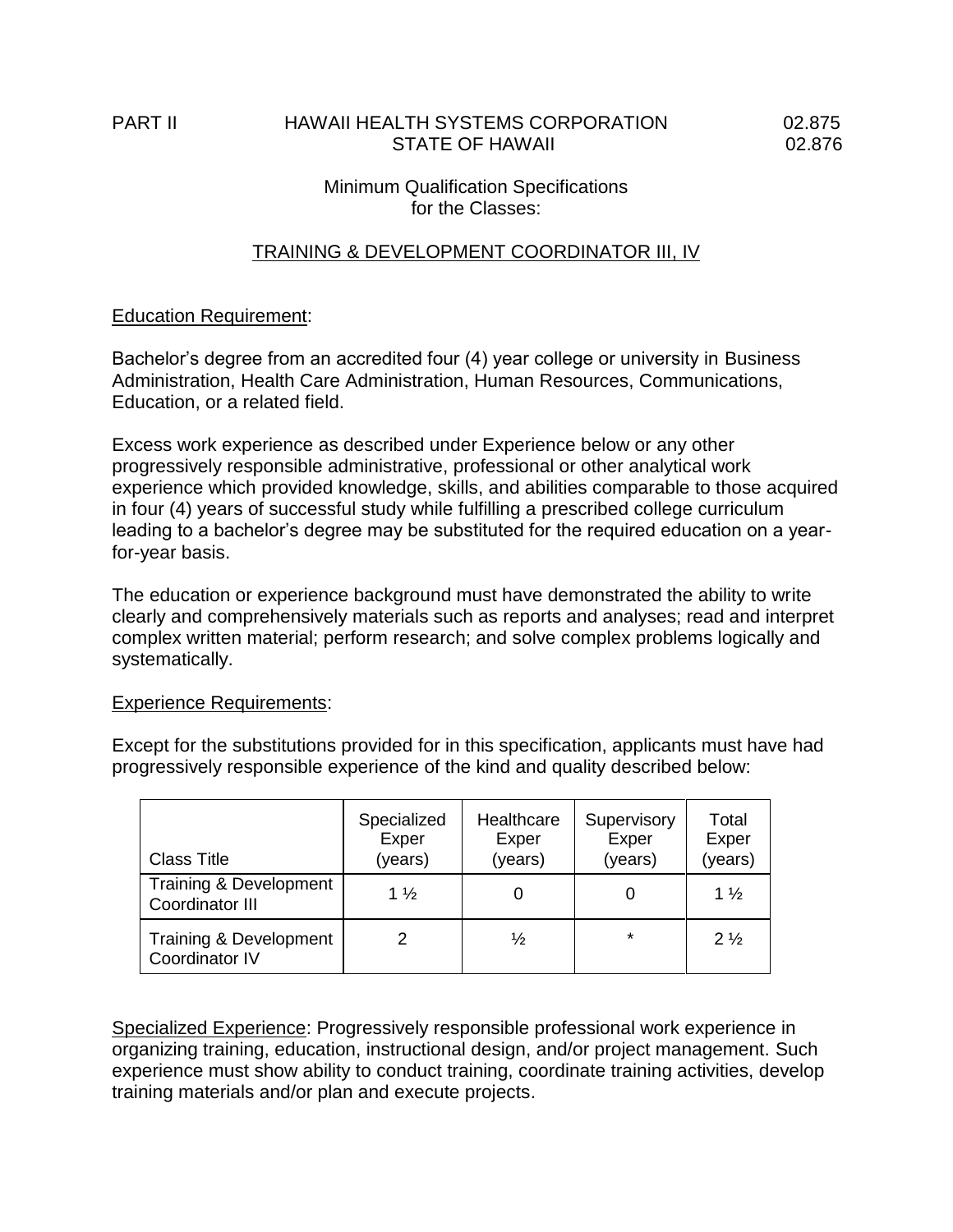PART II | HAWAII HEALTH SYSTEMS CORPORATION | 02.875

STATE OF HAWAII | 02.876

Minimum Qualification Specifications
for the Classes:

## TRAINING & DEVELOPMENT COORDINATOR III, IV

### Education Requirement:

Bachelor's degree from an accredited four (4) year college or university in Business Administration, Health Care Administration, Human Resources, Communications, Education, or a related field.

Excess work experience as described under Experience below or any other progressively responsible administrative, professional or other analytical work experience which provided knowledge, skills, and abilities comparable to those acquired in four (4) years of successful study while fulfilling a prescribed college curriculum leading to a bachelor's degree may be substituted for the required education on a year-for-year basis.

The education or experience background must have demonstrated the ability to write clearly and comprehensively materials such as reports and analyses; read and interpret complex written material; perform research; and solve complex problems logically and systematically.

### Experience Requirements:

Except for the substitutions provided for in this specification, applicants must have had progressively responsible experience of the kind and quality described below:

| Class Title | Specialized Exper (years) | Healthcare Exper (years) | Supervisory Exper (years) | Total Exper (years) |
|---|---|---|---|---|
| Training & Development Coordinator III | 1 ½ | 0 | 0 | 1 ½ |
| Training & Development Coordinator IV | 2 | ½ | * | 2 ½ |

Specialized Experience: Progressively responsible professional work experience in organizing training, education, instructional design, and/or project management. Such experience must show ability to conduct training, coordinate training activities, develop training materials and/or plan and execute projects.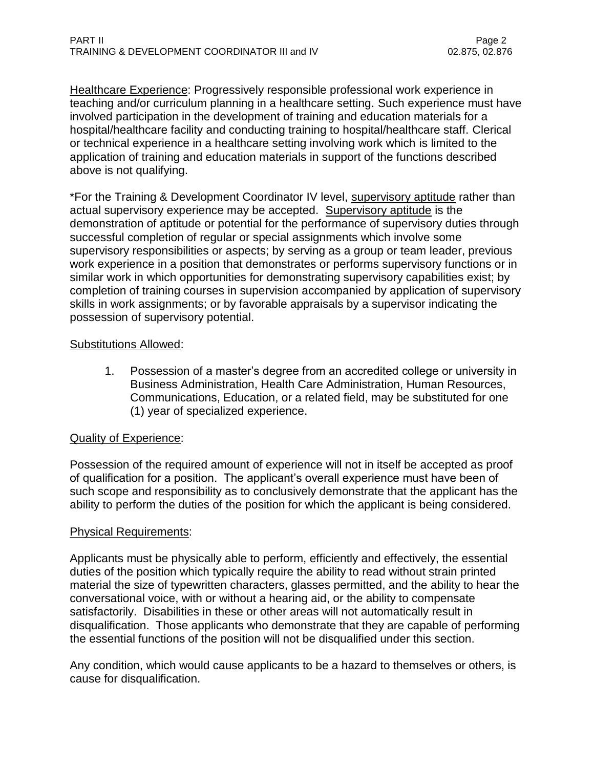<u>Healthcare Experience</u>: Progressively responsible professional work experience in teaching and/or curriculum planning in a healthcare setting. Such experience must have involved participation in the development of training and education materials for a hospital/healthcare facility and conducting training to hospital/healthcare staff. Clerical or technical experience in a healthcare setting involving work which is limited to the application of training and education materials in support of the functions described above is not qualifying.

*For the Training & Development Coordinator IV level, <u>supervisory aptitude</u> rather than actual supervisory experience may be accepted. <u>Supervisory aptitude</u> is the demonstration of aptitude or potential for the performance of supervisory duties through successful completion of regular or special assignments which involve some supervisory responsibilities or aspects; by serving as a group or team leader, previous work experience in a position that demonstrates or performs supervisory functions or in similar work in which opportunities for demonstrating supervisory capabilities exist; by completion of training courses in supervision accompanied by application of supervisory skills in work assignments; or by favorable appraisals by a supervisor indicating the possession of supervisory potential.

<u>Substitutions Allowed</u>:

1. Possession of a master's degree from an accredited college or university in Business Administration, Health Care Administration, Human Resources, Communications, Education, or a related field, may be substituted for one (1) year of specialized experience.

<u>Quality of Experience</u>:

Possession of the required amount of experience will not in itself be accepted as proof of qualification for a position. The applicant's overall experience must have been of such scope and responsibility as to conclusively demonstrate that the applicant has the ability to perform the duties of the position for which the applicant is being considered.

<u>Physical Requirements</u>:

Applicants must be physically able to perform, efficiently and effectively, the essential duties of the position which typically require the ability to read without strain printed material the size of typewritten characters, glasses permitted, and the ability to hear the conversational voice, with or without a hearing aid, or the ability to compensate satisfactorily. Disabilities in these or other areas will not automatically result in disqualification. Those applicants who demonstrate that they are capable of performing the essential functions of the position will not be disqualified under this section.

Any condition, which would cause applicants to be a hazard to themselves or others, is cause for disqualification.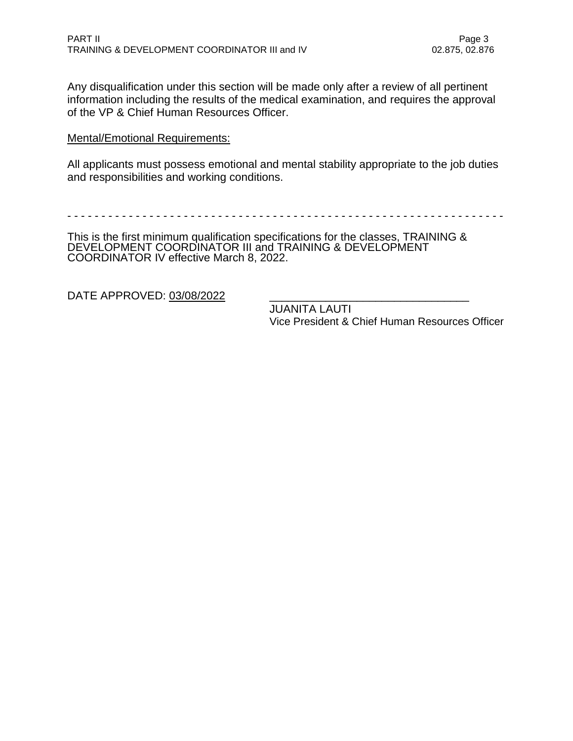Any disqualification under this section will be made only after a review of all pertinent information including the results of the medical examination, and requires the approval of the VP & Chief Human Resources Officer.

<u>Mental/Emotional Requirements:</u>

All applicants must possess emotional and mental stability appropriate to the job duties and responsibilities and working conditions.

- - - - - - - - - - - - - - - - - - - - - - - - - - - - - - - - - - - - - - - - - - - - - - - - - - - - - - - - - - - - -

This is the first minimum qualification specifications for the classes, TRAINING & DEVELOPMENT COORDINATOR III and TRAINING & DEVELOPMENT COORDINATOR IV effective March 8, 2022.

DATE APPROVED: <u>03/08/2022</u>

_________________________________
JUANITA LAUTI
Vice President & Chief Human Resources Officer